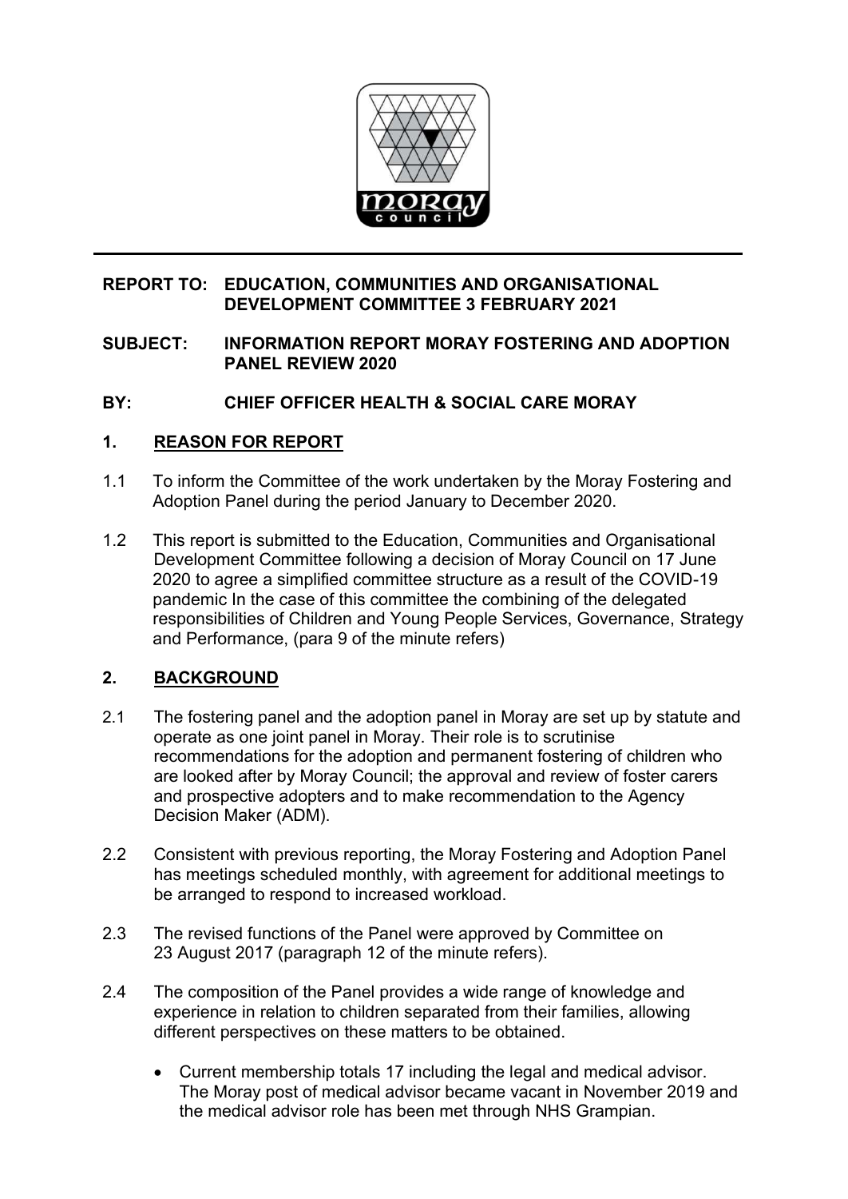**REPORT TO: EDUCATION, COMMUNITIES AND ORGANISATIONAL DEVELOPMENT COMMITTEE 3 FEBRUARY 2021**

**SUBJECT: INFORMATION REPORT MORAY FOSTERING AND ADOPTION PANEL REVIEW 2020**

**BY: CHIEF OFFICER HEALTH & SOCIAL CARE MORAY**

## 1. REASON FOR REPORT

1.1 To inform the Committee of the work undertaken by the Moray Fostering and Adoption Panel during the period January to December 2020.

1.2 This report is submitted to the Education, Communities and Organisational Development Committee following a decision of Moray Council on 17 June 2020 to agree a simplified committee structure as a result of the COVID-19 pandemic In the case of this committee the combining of the delegated responsibilities of Children and Young People Services, Governance, Strategy and Performance, (para 9 of the minute refers)

## 2. BACKGROUND

2.1 The fostering panel and the adoption panel in Moray are set up by statute and operate as one joint panel in Moray. Their role is to scrutinise recommendations for the adoption and permanent fostering of children who are looked after by Moray Council; the approval and review of foster carers and prospective adopters and to make recommendation to the Agency Decision Maker (ADM).

2.2 Consistent with previous reporting, the Moray Fostering and Adoption Panel has meetings scheduled monthly, with agreement for additional meetings to be arranged to respond to increased workload.

2.3 The revised functions of the Panel were approved by Committee on 23 August 2017 (paragraph 12 of the minute refers).

2.4 The composition of the Panel provides a wide range of knowledge and experience in relation to children separated from their families, allowing different perspectives on these matters to be obtained.

- Current membership totals 17 including the legal and medical advisor. The Moray post of medical advisor became vacant in November 2019 and the medical advisor role has been met through NHS Grampian.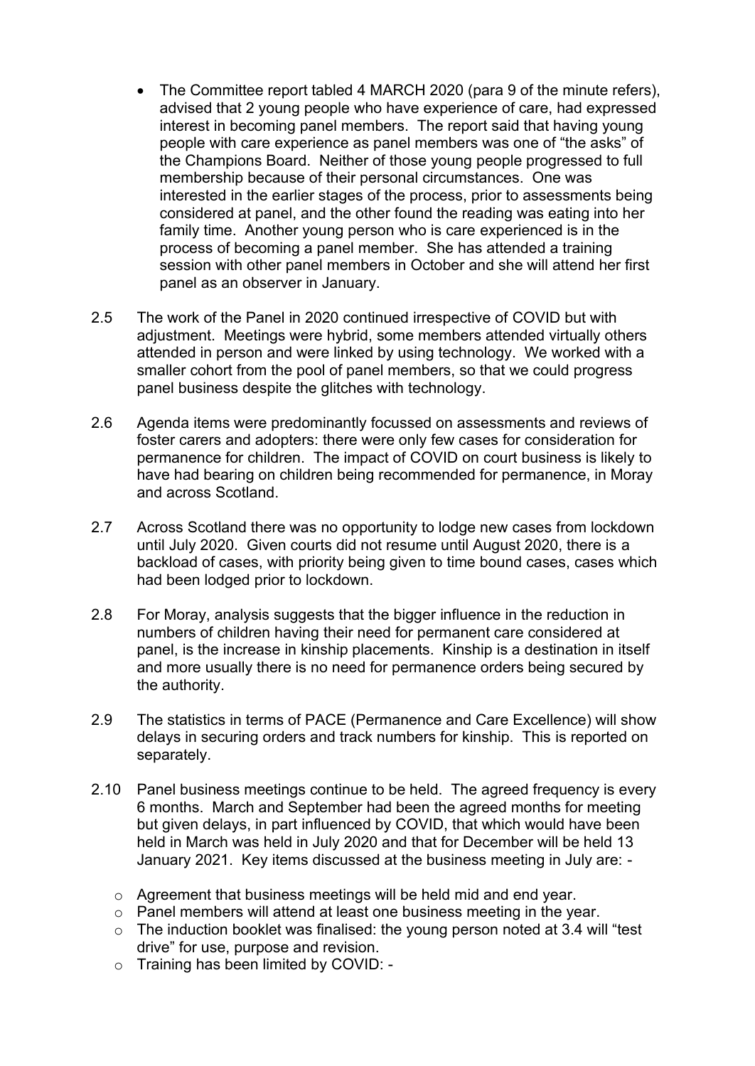- The Committee report tabled 4 MARCH 2020 (para 9 of the minute refers), advised that 2 young people who have experience of care, had expressed interest in becoming panel members. The report said that having young people with care experience as panel members was one of "the asks" of the Champions Board. Neither of those young people progressed to full membership because of their personal circumstances. One was interested in the earlier stages of the process, prior to assessments being considered at panel, and the other found the reading was eating into her family time. Another young person who is care experienced is in the process of becoming a panel member. She has attended a training session with other panel members in October and she will attend her first panel as an observer in January.

2.5 The work of the Panel in 2020 continued irrespective of COVID but with adjustment. Meetings were hybrid, some members attended virtually others attended in person and were linked by using technology. We worked with a smaller cohort from the pool of panel members, so that we could progress panel business despite the glitches with technology.

2.6 Agenda items were predominantly focussed on assessments and reviews of foster carers and adopters: there were only few cases for consideration for permanence for children. The impact of COVID on court business is likely to have had bearing on children being recommended for permanence, in Moray and across Scotland.

2.7 Across Scotland there was no opportunity to lodge new cases from lockdown until July 2020. Given courts did not resume until August 2020, there is a backload of cases, with priority being given to time bound cases, cases which had been lodged prior to lockdown.

2.8 For Moray, analysis suggests that the bigger influence in the reduction in numbers of children having their need for permanent care considered at panel, is the increase in kinship placements. Kinship is a destination in itself and more usually there is no need for permanence orders being secured by the authority.

2.9 The statistics in terms of PACE (Permanence and Care Excellence) will show delays in securing orders and track numbers for kinship. This is reported on separately.

2.10 Panel business meetings continue to be held. The agreed frequency is every 6 months. March and September had been the agreed months for meeting but given delays, in part influenced by COVID, that which would have been held in March was held in July 2020 and that for December will be held 13 January 2021. Key items discussed at the business meeting in July are: -

- Agreement that business meetings will be held mid and end year.
- Panel members will attend at least one business meeting in the year.
- The induction booklet was finalised: the young person noted at 3.4 will "test drive" for use, purpose and revision.
- Training has been limited by COVID: -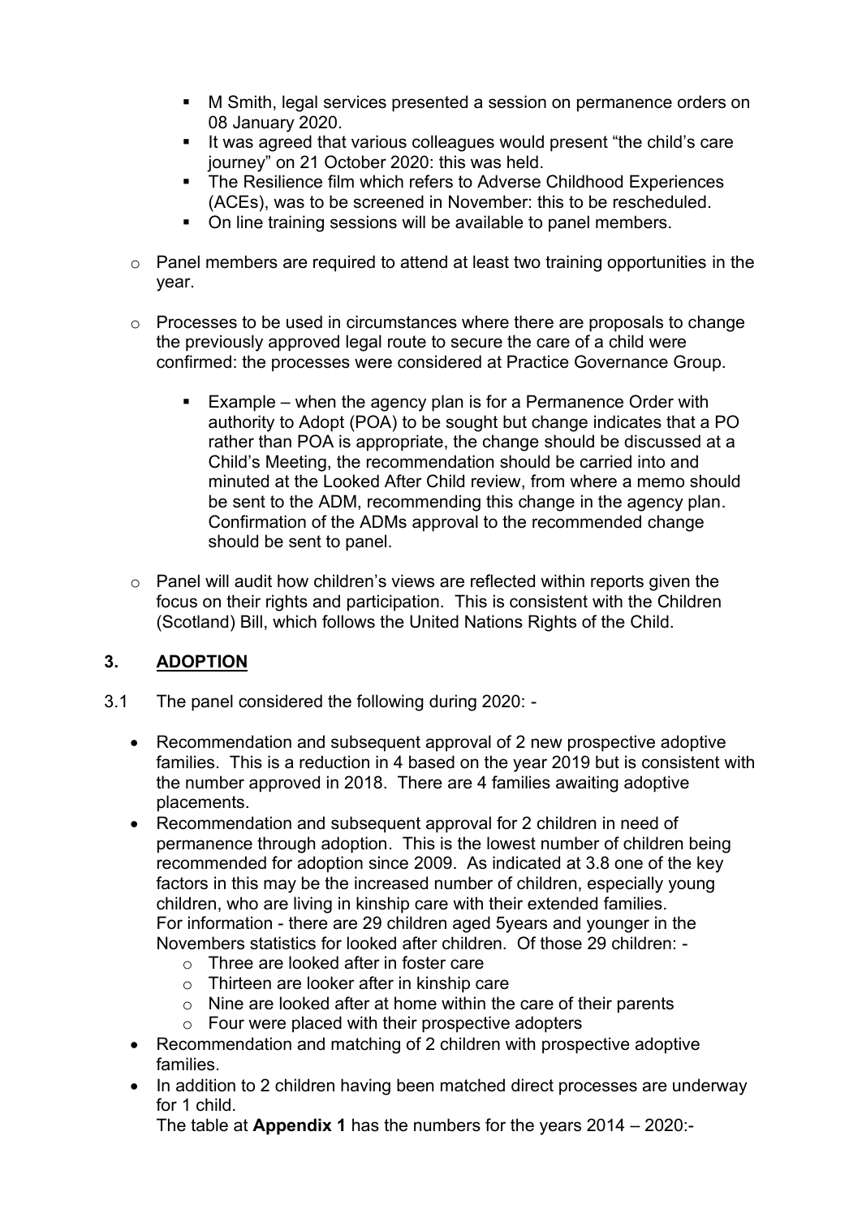- M Smith, legal services presented a session on permanence orders on 08 January 2020.
    - It was agreed that various colleagues would present "the child's care journey" on 21 October 2020: this was held.
    - The Resilience film which refers to Adverse Childhood Experiences (ACEs), was to be screened in November: this to be rescheduled.
    - On line training sessions will be available to panel members.

- Panel members are required to attend at least two training opportunities in the year.

- Processes to be used in circumstances where there are proposals to change the previously approved legal route to secure the care of a child were confirmed: the processes were considered at Practice Governance Group.

    - Example – when the agency plan is for a Permanence Order with authority to Adopt (POA) to be sought but change indicates that a PO rather than POA is appropriate, the change should be discussed at a Child's Meeting, the recommendation should be carried into and minuted at the Looked After Child review, from where a memo should be sent to the ADM, recommending this change in the agency plan. Confirmation of the ADMs approval to the recommended change should be sent to panel.

- Panel will audit how children's views are reflected within reports given the focus on their rights and participation. This is consistent with the Children (Scotland) Bill, which follows the United Nations Rights of the Child.

## 3. ADOPTION

3.1 The panel considered the following during 2020: -

- Recommendation and subsequent approval of 2 new prospective adoptive families. This is a reduction in 4 based on the year 2019 but is consistent with the number approved in 2018. There are 4 families awaiting adoptive placements.
- Recommendation and subsequent approval for 2 children in need of permanence through adoption. This is the lowest number of children being recommended for adoption since 2009. As indicated at 3.8 one of the key factors in this may be the increased number of children, especially young children, who are living in kinship care with their extended families.
  For information - there are 29 children aged 5years and younger in the Novembers statistics for looked after children. Of those 29 children: -
    - Three are looked after in foster care
    - Thirteen are looker after in kinship care
    - Nine are looked after at home within the care of their parents
    - Four were placed with their prospective adopters
- Recommendation and matching of 2 children with prospective adoptive families.
- In addition to 2 children having been matched direct processes are underway for 1 child.
  The table at **Appendix 1** has the numbers for the years 2014 – 2020:-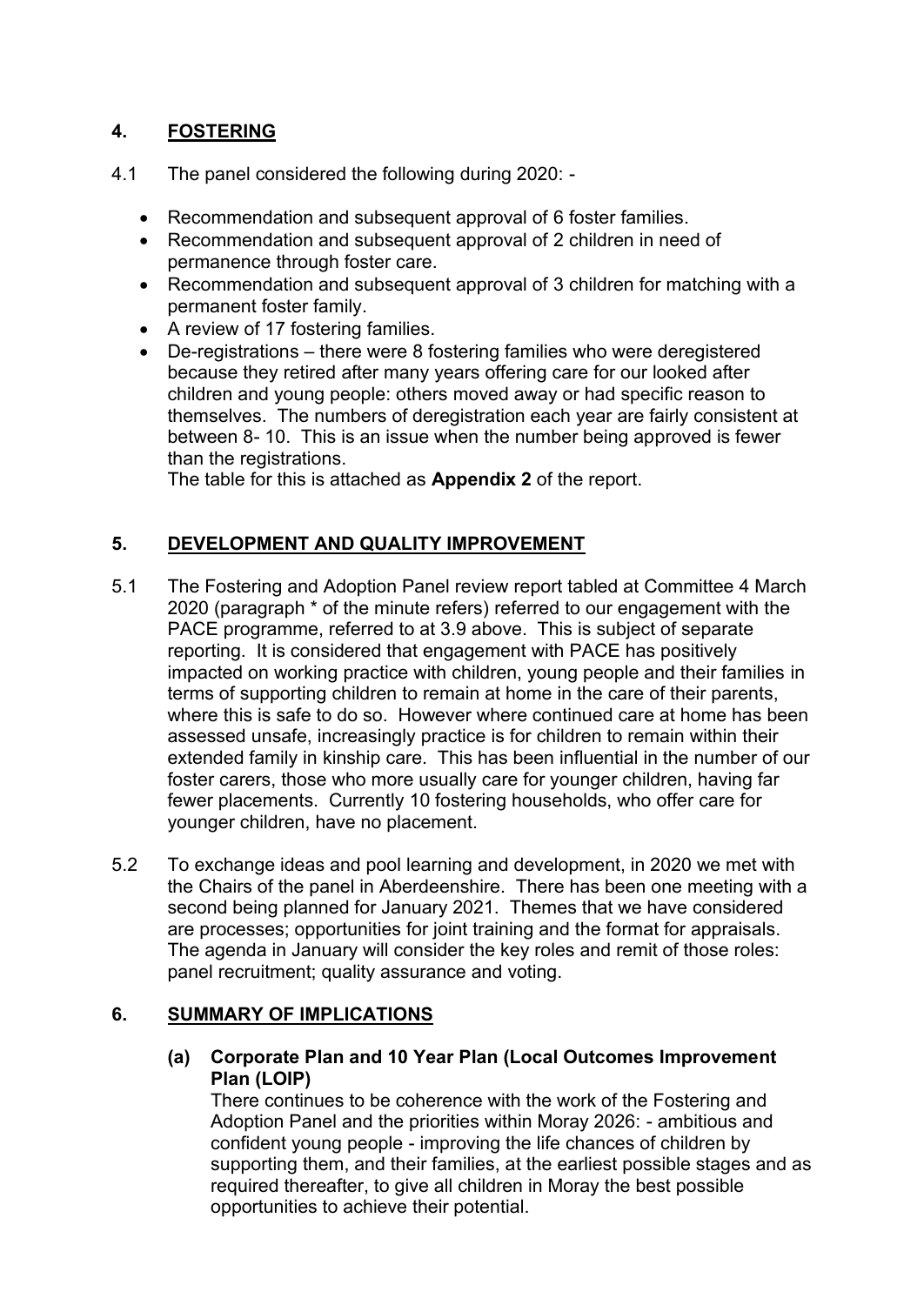## 4. FOSTERING

4.1 The panel considered the following during 2020: -

- Recommendation and subsequent approval of 6 foster families.
- Recommendation and subsequent approval of 2 children in need of permanence through foster care.
- Recommendation and subsequent approval of 3 children for matching with a permanent foster family.
- A review of 17 fostering families.
- De-registrations – there were 8 fostering families who were deregistered because they retired after many years offering care for our looked after children and young people: others moved away or had specific reason to themselves. The numbers of deregistration each year are fairly consistent at between 8- 10. This is an issue when the number being approved is fewer than the registrations.
  The table for this is attached as **Appendix 2** of the report.

## 5. DEVELOPMENT AND QUALITY IMPROVEMENT

5.1 The Fostering and Adoption Panel review report tabled at Committee 4 March 2020 (paragraph * of the minute refers) referred to our engagement with the PACE programme, referred to at 3.9 above. This is subject of separate reporting. It is considered that engagement with PACE has positively impacted on working practice with children, young people and their families in terms of supporting children to remain at home in the care of their parents, where this is safe to do so. However where continued care at home has been assessed unsafe, increasingly practice is for children to remain within their extended family in kinship care. This has been influential in the number of our foster carers, those who more usually care for younger children, having far fewer placements. Currently 10 fostering households, who offer care for younger children, have no placement.

5.2 To exchange ideas and pool learning and development, in 2020 we met with the Chairs of the panel in Aberdeenshire. There has been one meeting with a second being planned for January 2021. Themes that we have considered are processes; opportunities for joint training and the format for appraisals. The agenda in January will consider the key roles and remit of those roles: panel recruitment; quality assurance and voting.

## 6. SUMMARY OF IMPLICATIONS

**(a) Corporate Plan and 10 Year Plan (Local Outcomes Improvement Plan (LOIP)**

There continues to be coherence with the work of the Fostering and Adoption Panel and the priorities within Moray 2026: - ambitious and confident young people - improving the life chances of children by supporting them, and their families, at the earliest possible stages and as required thereafter, to give all children in Moray the best possible opportunities to achieve their potential.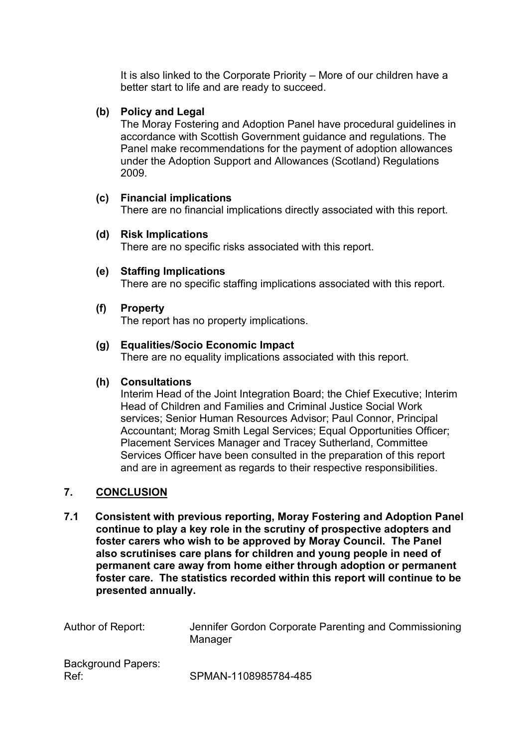It is also linked to the Corporate Priority – More of our children have a better start to life and are ready to succeed.

**(b) Policy and Legal**
The Moray Fostering and Adoption Panel have procedural guidelines in accordance with Scottish Government guidance and regulations. The Panel make recommendations for the payment of adoption allowances under the Adoption Support and Allowances (Scotland) Regulations 2009.

**(c) Financial implications**
There are no financial implications directly associated with this report.

**(d) Risk Implications**
There are no specific risks associated with this report.

**(e) Staffing Implications**
There are no specific staffing implications associated with this report.

**(f) Property**
The report has no property implications.

**(g) Equalities/Socio Economic Impact**
There are no equality implications associated with this report.

**(h) Consultations**
Interim Head of the Joint Integration Board; the Chief Executive; Interim Head of Children and Families and Criminal Justice Social Work services; Senior Human Resources Advisor; Paul Connor, Principal Accountant; Morag Smith Legal Services; Equal Opportunities Officer; Placement Services Manager and Tracey Sutherland, Committee Services Officer have been consulted in the preparation of this report and are in agreement as regards to their respective responsibilities.

## 7. CONCLUSION

**7.1 Consistent with previous reporting, Moray Fostering and Adoption Panel continue to play a key role in the scrutiny of prospective adopters and foster carers who wish to be approved by Moray Council. The Panel also scrutinises care plans for children and young people in need of permanent care away from home either through adoption or permanent foster care. The statistics recorded within this report will continue to be presented annually.**

Author of Report: Jennifer Gordon Corporate Parenting and Commissioning Manager

Background Papers:
Ref: SPMAN-1108985784-485